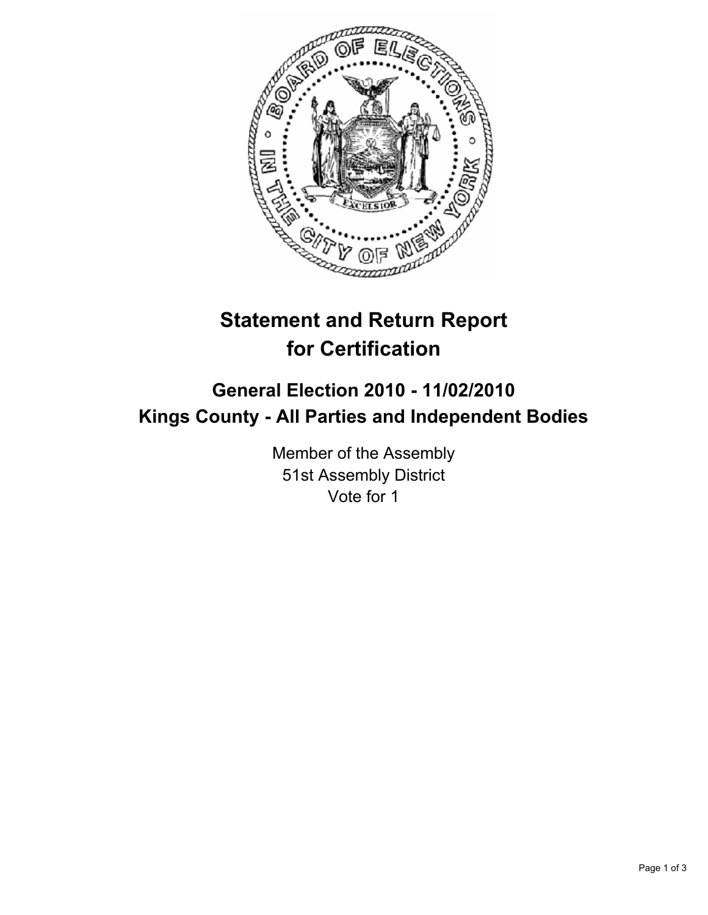# Statement and Return Report for Certification

## General Election 2010 - 11/02/2010
## Kings County - All Parties and Independent Bodies

Member of the Assembly
51st Assembly District
Vote for 1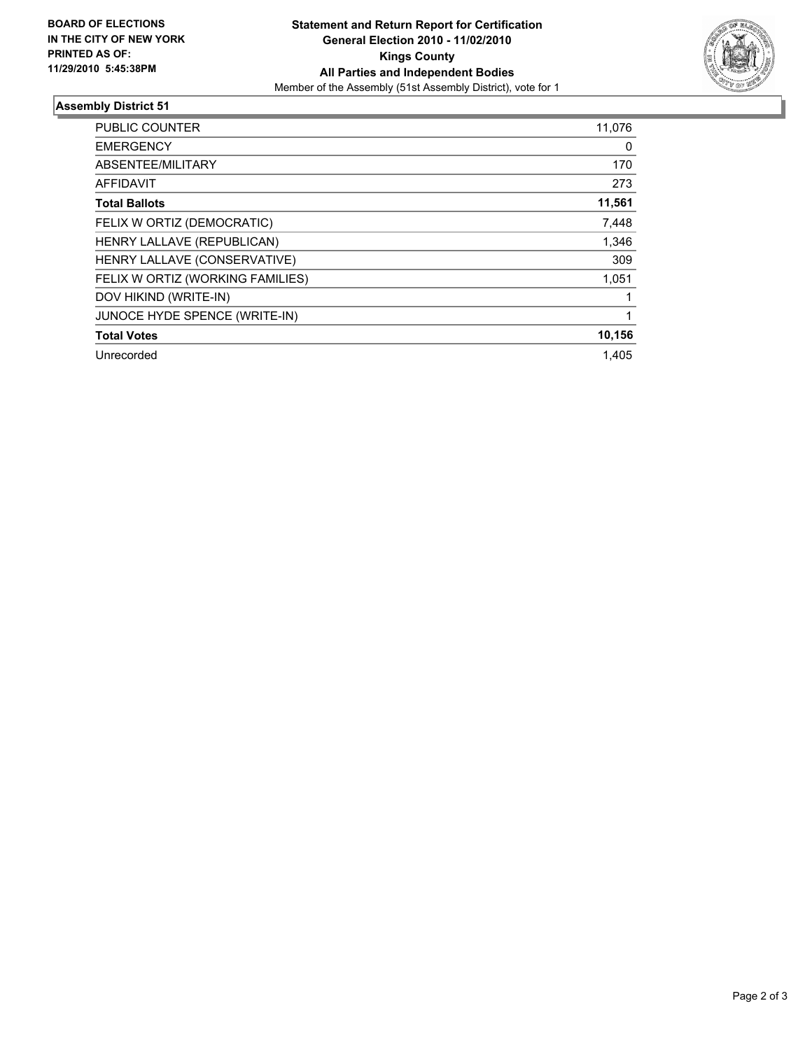**BOARD OF ELECTIONS IN THE CITY OF NEW YORK PRINTED AS OF: 11/29/2010 5:45:38PM**

**Statement and Return Report for Certification**
**General Election 2010 - 11/02/2010**
**Kings County**
**All Parties and Independent Bodies**
Member of the Assembly (51st Assembly District), vote for 1

## Assembly District 51

| | |
|---|---|
| PUBLIC COUNTER | 11,076 |
| EMERGENCY | 0 |
| ABSENTEE/MILITARY | 170 |
| AFFIDAVIT | 273 |
| **Total Ballots** | **11,561** |
| FELIX W ORTIZ (DEMOCRATIC) | 7,448 |
| HENRY LALLAVE (REPUBLICAN) | 1,346 |
| HENRY LALLAVE (CONSERVATIVE) | 309 |
| FELIX W ORTIZ (WORKING FAMILIES) | 1,051 |
| DOV HIKIND (WRITE-IN) | 1 |
| JUNOCE HYDE SPENCE (WRITE-IN) | 1 |
| **Total Votes** | **10,156** |
| Unrecorded | 1,405 |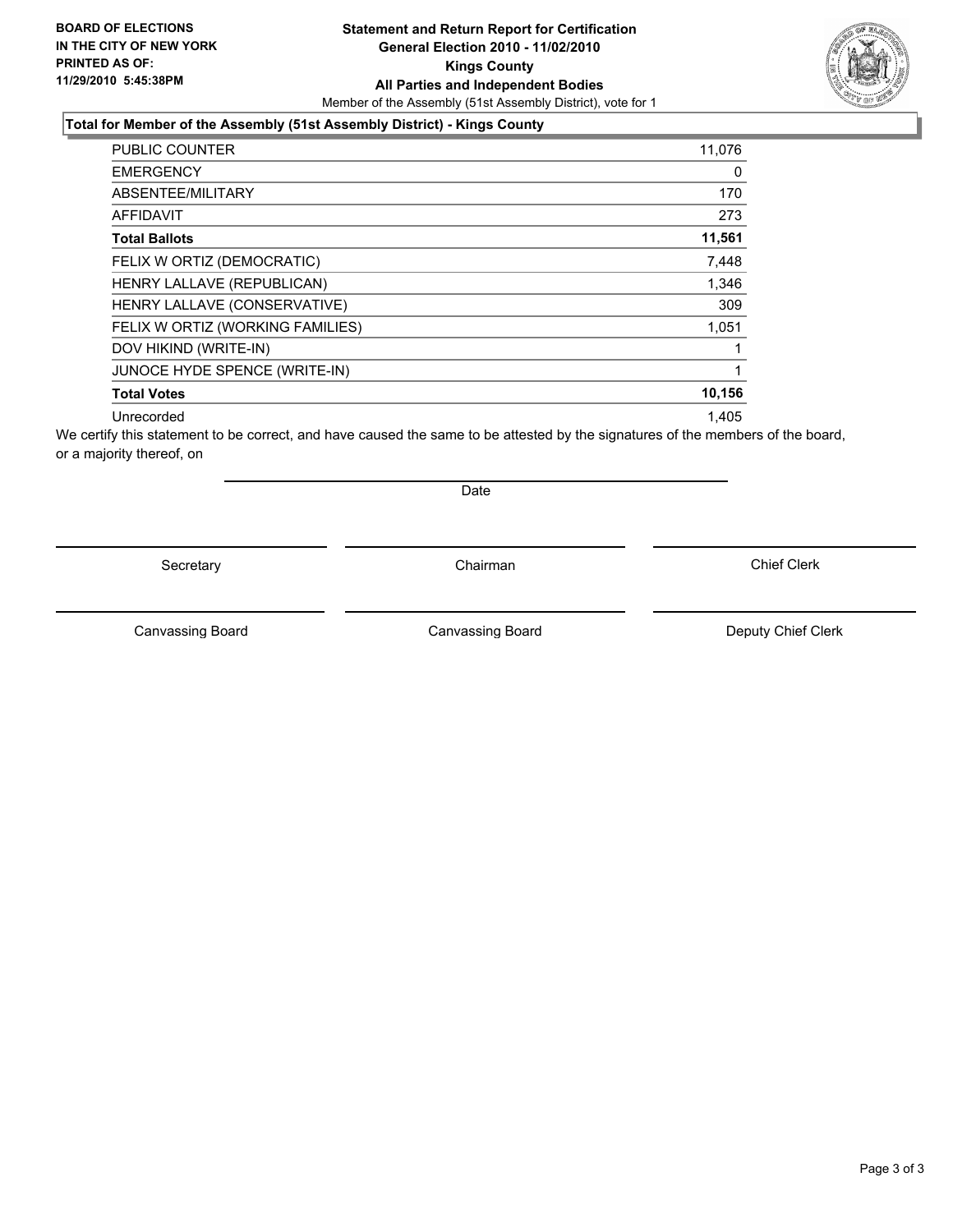**BOARD OF ELECTIONS IN THE CITY OF NEW YORK PRINTED AS OF: 11/29/2010 5:45:38PM**

**Statement and Return Report for Certification**
**General Election 2010 - 11/02/2010**
**Kings County**
**All Parties and Independent Bodies**
Member of the Assembly (51st Assembly District), vote for 1

**Total for Member of the Assembly (51st Assembly District) - Kings County**

| | |
|---|---|
| PUBLIC COUNTER | 11,076 |
| EMERGENCY | 0 |
| ABSENTEE/MILITARY | 170 |
| AFFIDAVIT | 273 |
| **Total Ballots** | **11,561** |
| FELIX W ORTIZ (DEMOCRATIC) | 7,448 |
| HENRY LALLAVE (REPUBLICAN) | 1,346 |
| HENRY LALLAVE (CONSERVATIVE) | 309 |
| FELIX W ORTIZ (WORKING FAMILIES) | 1,051 |
| DOV HIKIND (WRITE-IN) | 1 |
| JUNOCE HYDE SPENCE (WRITE-IN) | 1 |
| **Total Votes** | **10,156** |
| Unrecorded | 1,405 |

We certify this statement to be correct, and have caused the same to be attested by the signatures of the members of the board, or a majority thereof, on

Date

Secretary

Chairman

Chief Clerk

Canvassing Board

Canvassing Board

Deputy Chief Clerk